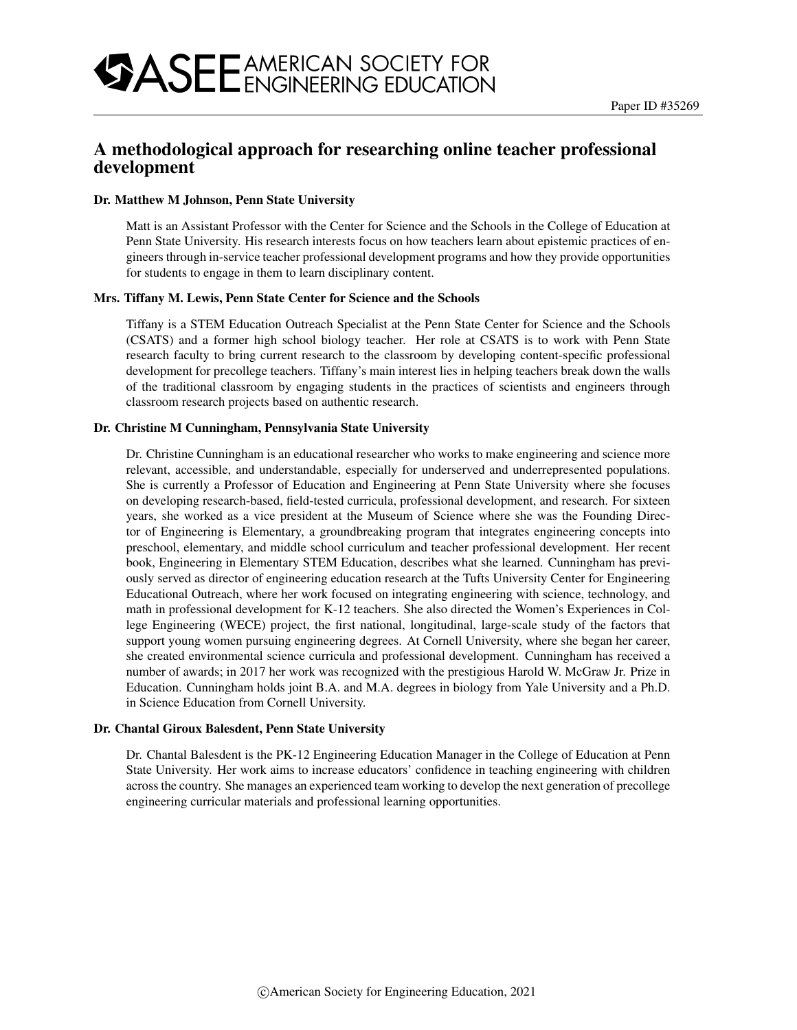Paper ID #35269

# A methodological approach for researching online teacher professional development

### Dr. Matthew M Johnson, Penn State University

Matt is an Assistant Professor with the Center for Science and the Schools in the College of Education at Penn State University. His research interests focus on how teachers learn about epistemic practices of engineers through in-service teacher professional development programs and how they provide opportunities for students to engage in them to learn disciplinary content.

### Mrs. Tiffany M. Lewis, Penn State Center for Science and the Schools

Tiffany is a STEM Education Outreach Specialist at the Penn State Center for Science and the Schools (CSATS) and a former high school biology teacher. Her role at CSATS is to work with Penn State research faculty to bring current research to the classroom by developing content-specific professional development for precollege teachers. Tiffany's main interest lies in helping teachers break down the walls of the traditional classroom by engaging students in the practices of scientists and engineers through classroom research projects based on authentic research.

### Dr. Christine M Cunningham, Pennsylvania State University

Dr. Christine Cunningham is an educational researcher who works to make engineering and science more relevant, accessible, and understandable, especially for underserved and underrepresented populations. She is currently a Professor of Education and Engineering at Penn State University where she focuses on developing research-based, field-tested curricula, professional development, and research. For sixteen years, she worked as a vice president at the Museum of Science where she was the Founding Director of Engineering is Elementary, a groundbreaking program that integrates engineering concepts into preschool, elementary, and middle school curriculum and teacher professional development. Her recent book, Engineering in Elementary STEM Education, describes what she learned. Cunningham has previously served as director of engineering education research at the Tufts University Center for Engineering Educational Outreach, where her work focused on integrating engineering with science, technology, and math in professional development for K-12 teachers. She also directed the Women's Experiences in College Engineering (WECE) project, the first national, longitudinal, large-scale study of the factors that support young women pursuing engineering degrees. At Cornell University, where she began her career, she created environmental science curricula and professional development. Cunningham has received a number of awards; in 2017 her work was recognized with the prestigious Harold W. McGraw Jr. Prize in Education. Cunningham holds joint B.A. and M.A. degrees in biology from Yale University and a Ph.D. in Science Education from Cornell University.

### Dr. Chantal Giroux Balesdent, Penn State University

Dr. Chantal Balesdent is the PK-12 Engineering Education Manager in the College of Education at Penn State University. Her work aims to increase educators' confidence in teaching engineering with children across the country. She manages an experienced team working to develop the next generation of precollege engineering curricular materials and professional learning opportunities.

©American Society for Engineering Education, 2021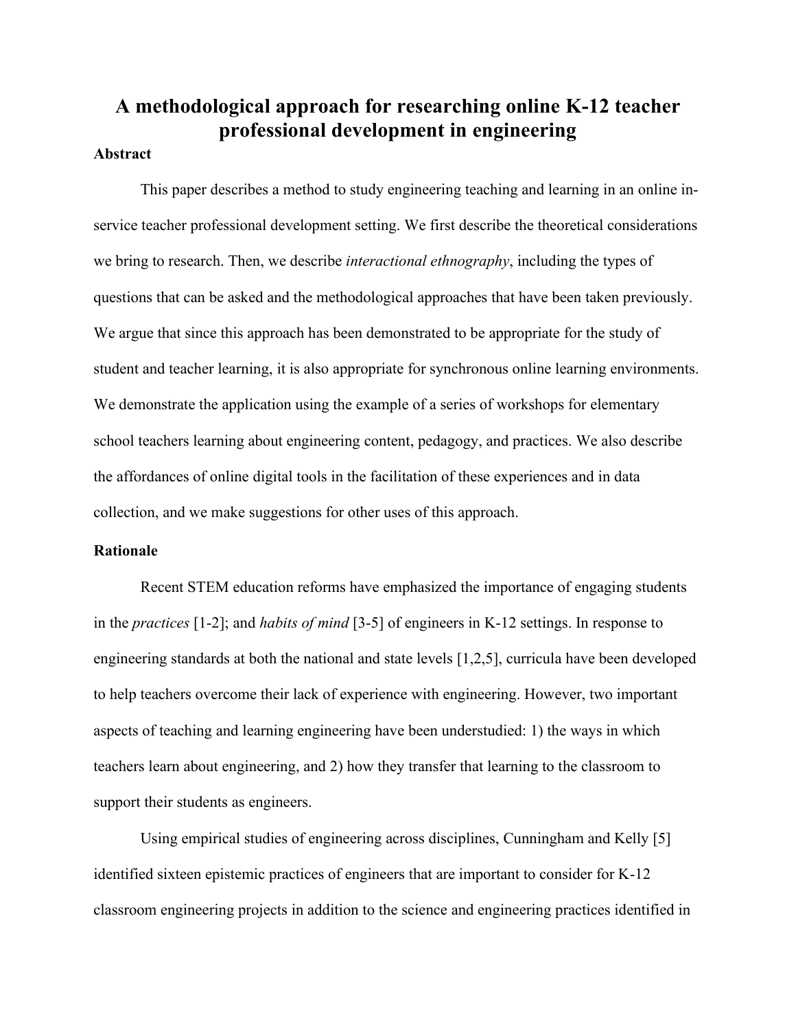# A methodological approach for researching online K-12 teacher professional development in engineering

## Abstract

This paper describes a method to study engineering teaching and learning in an online in-service teacher professional development setting. We first describe the theoretical considerations we bring to research. Then, we describe *interactional ethnography*, including the types of questions that can be asked and the methodological approaches that have been taken previously. We argue that since this approach has been demonstrated to be appropriate for the study of student and teacher learning, it is also appropriate for synchronous online learning environments. We demonstrate the application using the example of a series of workshops for elementary school teachers learning about engineering content, pedagogy, and practices. We also describe the affordances of online digital tools in the facilitation of these experiences and in data collection, and we make suggestions for other uses of this approach.

## Rationale

Recent STEM education reforms have emphasized the importance of engaging students in the *practices* [1-2]; and *habits of mind* [3-5] of engineers in K-12 settings. In response to engineering standards at both the national and state levels [1,2,5], curricula have been developed to help teachers overcome their lack of experience with engineering. However, two important aspects of teaching and learning engineering have been understudied: 1) the ways in which teachers learn about engineering, and 2) how they transfer that learning to the classroom to support their students as engineers.

Using empirical studies of engineering across disciplines, Cunningham and Kelly [5] identified sixteen epistemic practices of engineers that are important to consider for K-12 classroom engineering projects in addition to the science and engineering practices identified in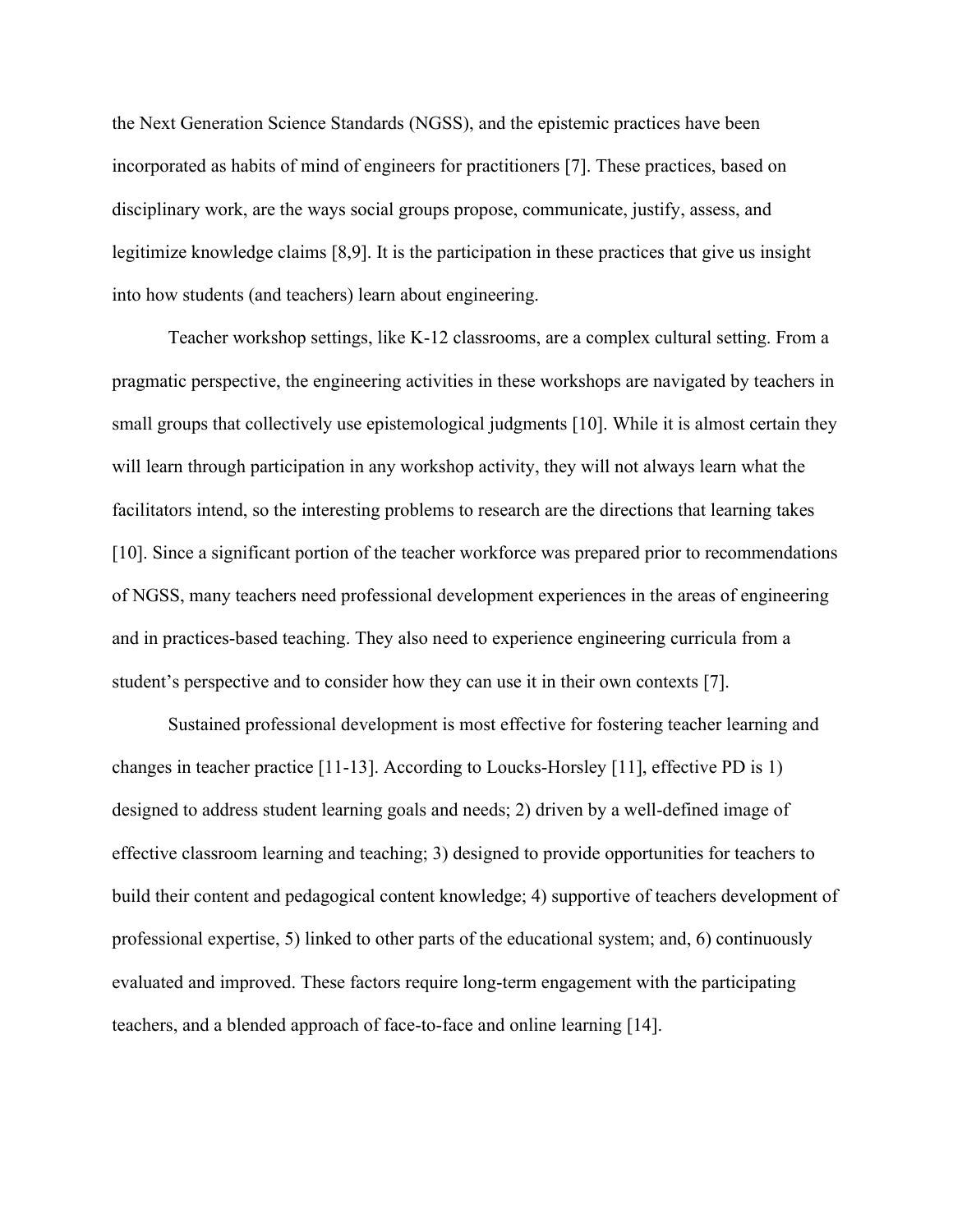the Next Generation Science Standards (NGSS), and the epistemic practices have been incorporated as habits of mind of engineers for practitioners [7]. These practices, based on disciplinary work, are the ways social groups propose, communicate, justify, assess, and legitimize knowledge claims [8,9]. It is the participation in these practices that give us insight into how students (and teachers) learn about engineering.

Teacher workshop settings, like K-12 classrooms, are a complex cultural setting. From a pragmatic perspective, the engineering activities in these workshops are navigated by teachers in small groups that collectively use epistemological judgments [10]. While it is almost certain they will learn through participation in any workshop activity, they will not always learn what the facilitators intend, so the interesting problems to research are the directions that learning takes [10]. Since a significant portion of the teacher workforce was prepared prior to recommendations of NGSS, many teachers need professional development experiences in the areas of engineering and in practices-based teaching. They also need to experience engineering curricula from a student's perspective and to consider how they can use it in their own contexts [7].

Sustained professional development is most effective for fostering teacher learning and changes in teacher practice [11-13]. According to Loucks-Horsley [11], effective PD is 1) designed to address student learning goals and needs; 2) driven by a well-defined image of effective classroom learning and teaching; 3) designed to provide opportunities for teachers to build their content and pedagogical content knowledge; 4) supportive of teachers development of professional expertise, 5) linked to other parts of the educational system; and, 6) continuously evaluated and improved. These factors require long-term engagement with the participating teachers, and a blended approach of face-to-face and online learning [14].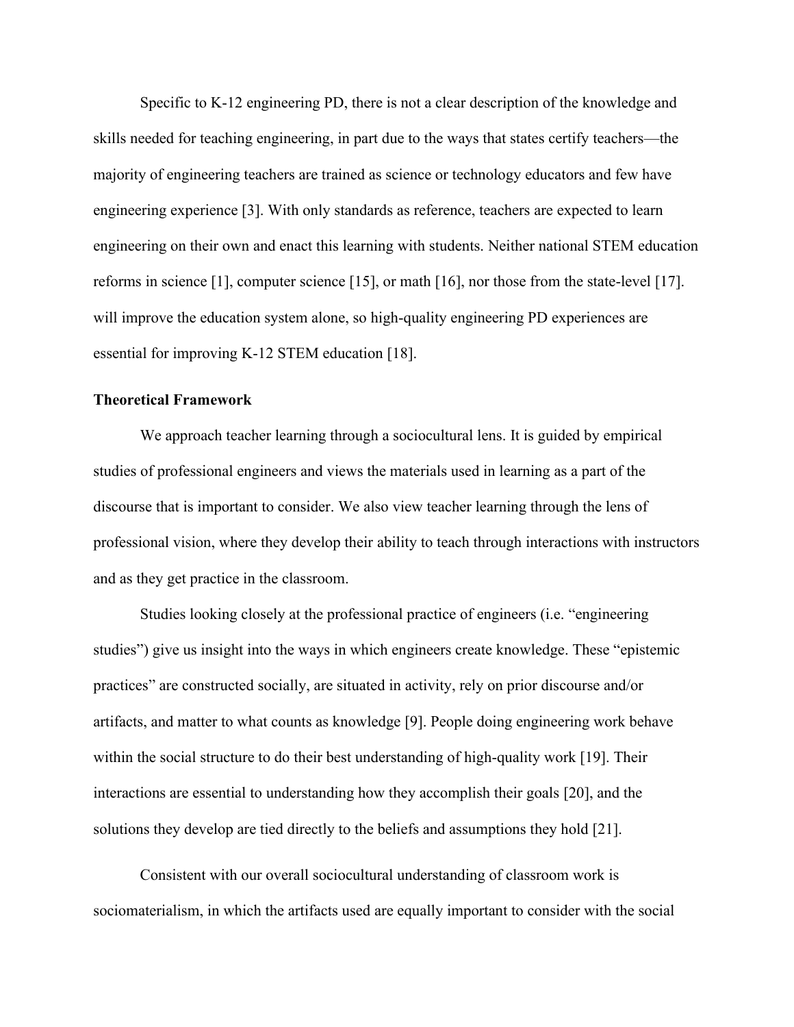Specific to K-12 engineering PD, there is not a clear description of the knowledge and skills needed for teaching engineering, in part due to the ways that states certify teachers—the majority of engineering teachers are trained as science or technology educators and few have engineering experience [3]. With only standards as reference, teachers are expected to learn engineering on their own and enact this learning with students. Neither national STEM education reforms in science [1], computer science [15], or math [16], nor those from the state-level [17]. will improve the education system alone, so high-quality engineering PD experiences are essential for improving K-12 STEM education [18].

**Theoretical Framework**

We approach teacher learning through a sociocultural lens. It is guided by empirical studies of professional engineers and views the materials used in learning as a part of the discourse that is important to consider. We also view teacher learning through the lens of professional vision, where they develop their ability to teach through interactions with instructors and as they get practice in the classroom.

Studies looking closely at the professional practice of engineers (i.e. "engineering studies") give us insight into the ways in which engineers create knowledge. These "epistemic practices" are constructed socially, are situated in activity, rely on prior discourse and/or artifacts, and matter to what counts as knowledge [9]. People doing engineering work behave within the social structure to do their best understanding of high-quality work [19]. Their interactions are essential to understanding how they accomplish their goals [20], and the solutions they develop are tied directly to the beliefs and assumptions they hold [21].

Consistent with our overall sociocultural understanding of classroom work is sociomaterialism, in which the artifacts used are equally important to consider with the social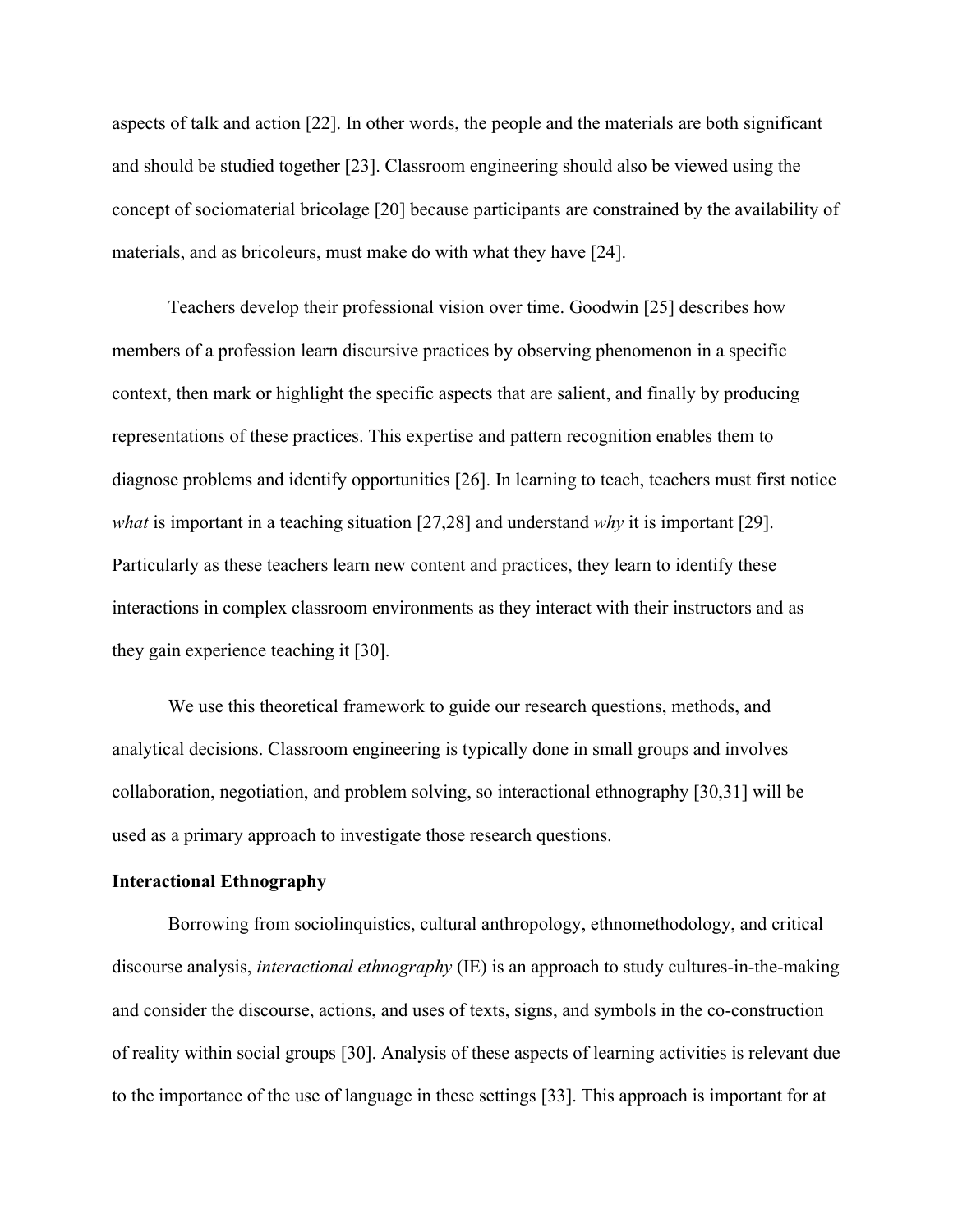aspects of talk and action [22]. In other words, the people and the materials are both significant and should be studied together [23]. Classroom engineering should also be viewed using the concept of sociomaterial bricolage [20] because participants are constrained by the availability of materials, and as bricoleurs, must make do with what they have [24].

Teachers develop their professional vision over time. Goodwin [25] describes how members of a profession learn discursive practices by observing phenomenon in a specific context, then mark or highlight the specific aspects that are salient, and finally by producing representations of these practices. This expertise and pattern recognition enables them to diagnose problems and identify opportunities [26]. In learning to teach, teachers must first notice *what* is important in a teaching situation [27,28] and understand *why* it is important [29]. Particularly as these teachers learn new content and practices, they learn to identify these interactions in complex classroom environments as they interact with their instructors and as they gain experience teaching it [30].

We use this theoretical framework to guide our research questions, methods, and analytical decisions. Classroom engineering is typically done in small groups and involves collaboration, negotiation, and problem solving, so interactional ethnography [30,31] will be used as a primary approach to investigate those research questions.

**Interactional Ethnography**

Borrowing from sociolinquistics, cultural anthropology, ethnomethodology, and critical discourse analysis, *interactional ethnography* (IE) is an approach to study cultures-in-the-making and consider the discourse, actions, and uses of texts, signs, and symbols in the co-construction of reality within social groups [30]. Analysis of these aspects of learning activities is relevant due to the importance of the use of language in these settings [33]. This approach is important for at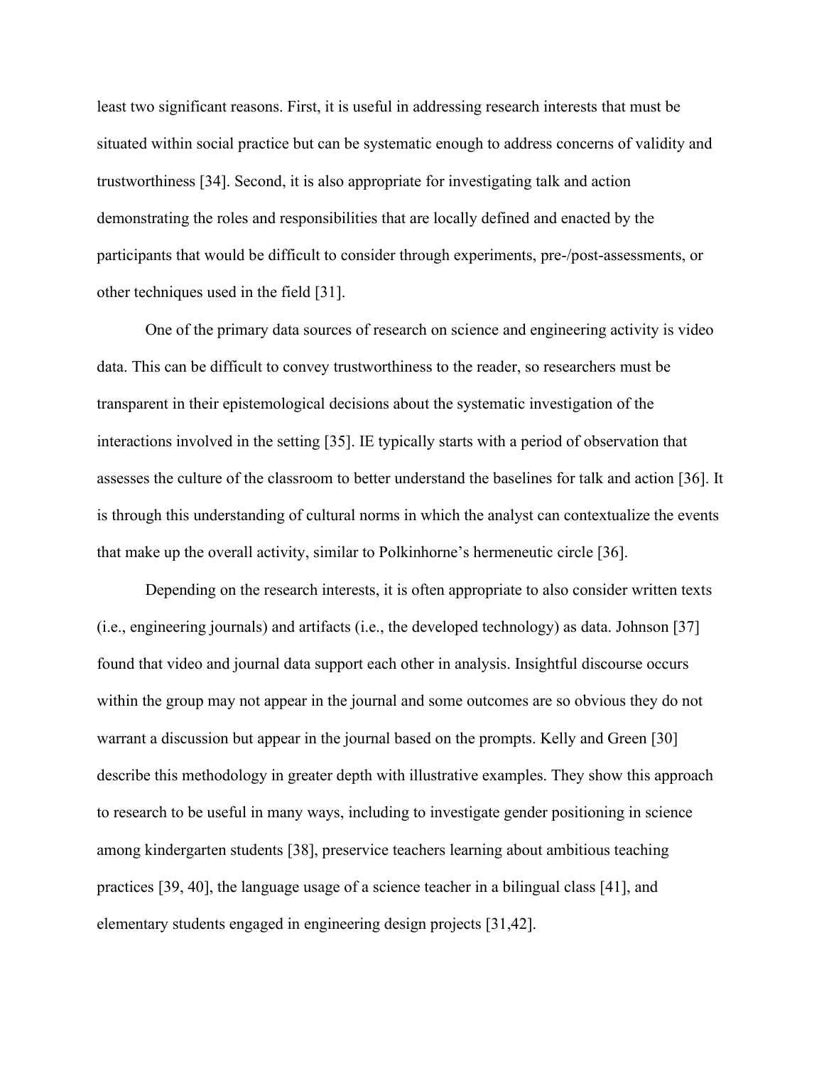least two significant reasons. First, it is useful in addressing research interests that must be situated within social practice but can be systematic enough to address concerns of validity and trustworthiness [34]. Second, it is also appropriate for investigating talk and action demonstrating the roles and responsibilities that are locally defined and enacted by the participants that would be difficult to consider through experiments, pre-/post-assessments, or other techniques used in the field [31].

One of the primary data sources of research on science and engineering activity is video data. This can be difficult to convey trustworthiness to the reader, so researchers must be transparent in their epistemological decisions about the systematic investigation of the interactions involved in the setting [35]. IE typically starts with a period of observation that assesses the culture of the classroom to better understand the baselines for talk and action [36]. It is through this understanding of cultural norms in which the analyst can contextualize the events that make up the overall activity, similar to Polkinhorne's hermeneutic circle [36].

Depending on the research interests, it is often appropriate to also consider written texts (i.e., engineering journals) and artifacts (i.e., the developed technology) as data. Johnson [37] found that video and journal data support each other in analysis. Insightful discourse occurs within the group may not appear in the journal and some outcomes are so obvious they do not warrant a discussion but appear in the journal based on the prompts. Kelly and Green [30] describe this methodology in greater depth with illustrative examples. They show this approach to research to be useful in many ways, including to investigate gender positioning in science among kindergarten students [38], preservice teachers learning about ambitious teaching practices [39, 40], the language usage of a science teacher in a bilingual class [41], and elementary students engaged in engineering design projects [31,42].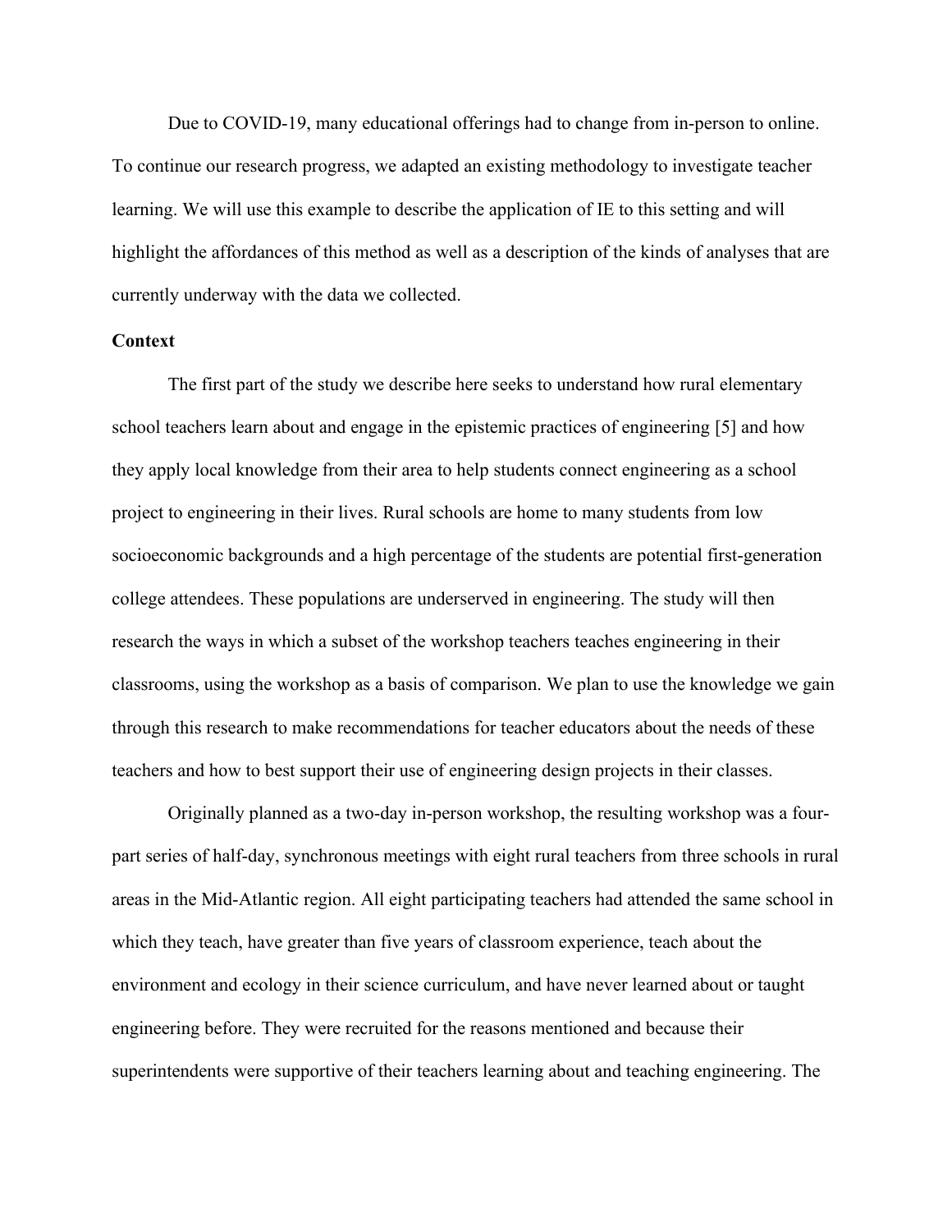Due to COVID-19, many educational offerings had to change from in-person to online. To continue our research progress, we adapted an existing methodology to investigate teacher learning. We will use this example to describe the application of IE to this setting and will highlight the affordances of this method as well as a description of the kinds of analyses that are currently underway with the data we collected.

**Context**

The first part of the study we describe here seeks to understand how rural elementary school teachers learn about and engage in the epistemic practices of engineering [5] and how they apply local knowledge from their area to help students connect engineering as a school project to engineering in their lives. Rural schools are home to many students from low socioeconomic backgrounds and a high percentage of the students are potential first-generation college attendees. These populations are underserved in engineering. The study will then research the ways in which a subset of the workshop teachers teaches engineering in their classrooms, using the workshop as a basis of comparison. We plan to use the knowledge we gain through this research to make recommendations for teacher educators about the needs of these teachers and how to best support their use of engineering design projects in their classes.

Originally planned as a two-day in-person workshop, the resulting workshop was a four-part series of half-day, synchronous meetings with eight rural teachers from three schools in rural areas in the Mid-Atlantic region. All eight participating teachers had attended the same school in which they teach, have greater than five years of classroom experience, teach about the environment and ecology in their science curriculum, and have never learned about or taught engineering before. They were recruited for the reasons mentioned and because their superintendents were supportive of their teachers learning about and teaching engineering. The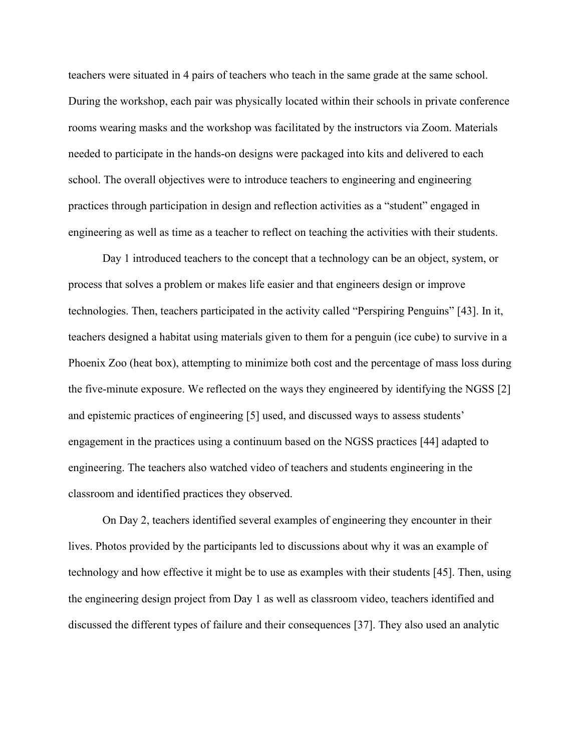teachers were situated in 4 pairs of teachers who teach in the same grade at the same school. During the workshop, each pair was physically located within their schools in private conference rooms wearing masks and the workshop was facilitated by the instructors via Zoom. Materials needed to participate in the hands-on designs were packaged into kits and delivered to each school. The overall objectives were to introduce teachers to engineering and engineering practices through participation in design and reflection activities as a "student" engaged in engineering as well as time as a teacher to reflect on teaching the activities with their students.

Day 1 introduced teachers to the concept that a technology can be an object, system, or process that solves a problem or makes life easier and that engineers design or improve technologies. Then, teachers participated in the activity called "Perspiring Penguins" [43]. In it, teachers designed a habitat using materials given to them for a penguin (ice cube) to survive in a Phoenix Zoo (heat box), attempting to minimize both cost and the percentage of mass loss during the five-minute exposure. We reflected on the ways they engineered by identifying the NGSS [2] and epistemic practices of engineering [5] used, and discussed ways to assess students' engagement in the practices using a continuum based on the NGSS practices [44] adapted to engineering. The teachers also watched video of teachers and students engineering in the classroom and identified practices they observed.

On Day 2, teachers identified several examples of engineering they encounter in their lives. Photos provided by the participants led to discussions about why it was an example of technology and how effective it might be to use as examples with their students [45]. Then, using the engineering design project from Day 1 as well as classroom video, teachers identified and discussed the different types of failure and their consequences [37]. They also used an analytic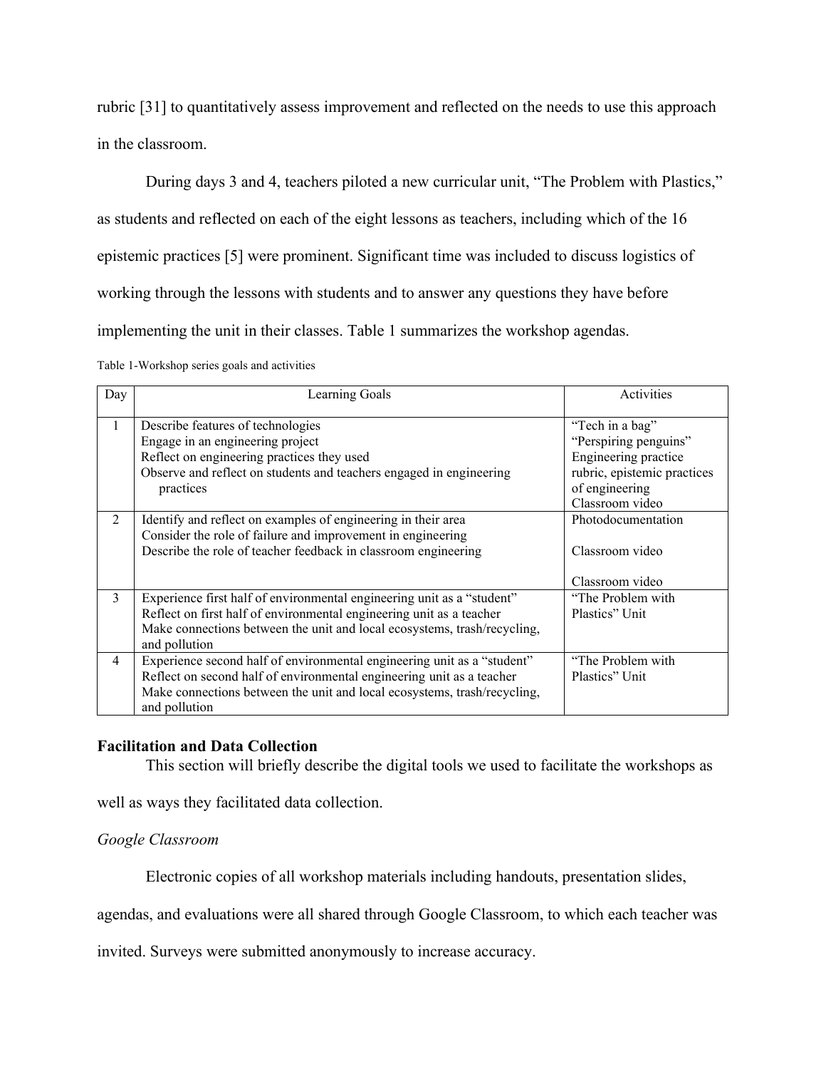rubric [31] to quantitatively assess improvement and reflected on the needs to use this approach in the classroom.

During days 3 and 4, teachers piloted a new curricular unit, "The Problem with Plastics," as students and reflected on each of the eight lessons as teachers, including which of the 16 epistemic practices [5] were prominent. Significant time was included to discuss logistics of working through the lessons with students and to answer any questions they have before implementing the unit in their classes. Table 1 summarizes the workshop agendas.

Table 1-Workshop series goals and activities

| Day | Learning Goals | Activities |
|---|---|---|
| 1 | Describe features of technologies<br>Engage in an engineering project<br>Reflect on engineering practices they used<br>Observe and reflect on students and teachers engaged in engineering practices | "Tech in a bag"<br>"Perspiring penguins"<br>Engineering practice rubric, epistemic practices of engineering<br>Classroom video |
| 2 | Identify and reflect on examples of engineering in their area<br>Consider the role of failure and improvement in engineering<br>Describe the role of teacher feedback in classroom engineering | Photodocumentation<br><br>Classroom video<br><br>Classroom video |
| 3 | Experience first half of environmental engineering unit as a "student"<br>Reflect on first half of environmental engineering unit as a teacher<br>Make connections between the unit and local ecosystems, trash/recycling, and pollution | "The Problem with Plastics" Unit |
| 4 | Experience second half of environmental engineering unit as a "student"<br>Reflect on second half of environmental engineering unit as a teacher<br>Make connections between the unit and local ecosystems, trash/recycling, and pollution | "The Problem with Plastics" Unit |

**Facilitation and Data Collection**

This section will briefly describe the digital tools we used to facilitate the workshops as well as ways they facilitated data collection.

*Google Classroom*

Electronic copies of all workshop materials including handouts, presentation slides, agendas, and evaluations were all shared through Google Classroom, to which each teacher was invited. Surveys were submitted anonymously to increase accuracy.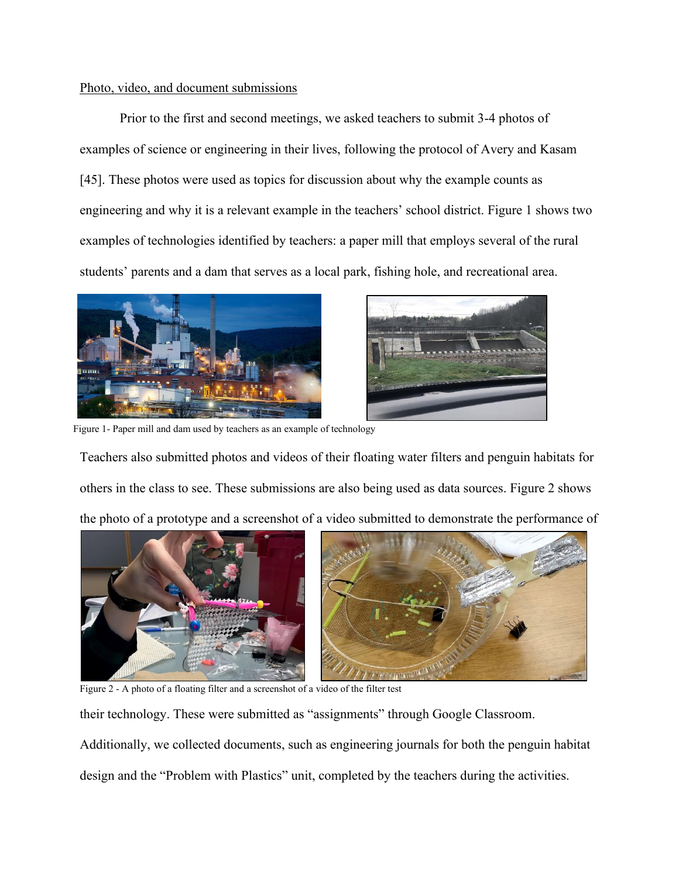Photo, video, and document submissions

Prior to the first and second meetings, we asked teachers to submit 3-4 photos of examples of science or engineering in their lives, following the protocol of Avery and Kasam [45]. These photos were used as topics for discussion about why the example counts as engineering and why it is a relevant example in the teachers' school district. Figure 1 shows two examples of technologies identified by teachers: a paper mill that employs several of the rural students' parents and a dam that serves as a local park, fishing hole, and recreational area.

Figure 1- Paper mill and dam used by teachers as an example of technology

Teachers also submitted photos and videos of their floating water filters and penguin habitats for others in the class to see. These submissions are also being used as data sources. Figure 2 shows the photo of a prototype and a screenshot of a video submitted to demonstrate the performance of their technology. These were submitted as "assignments" through Google Classroom.

Figure 2 - A photo of a floating filter and a screenshot of a video of the filter test

Additionally, we collected documents, such as engineering journals for both the penguin habitat design and the "Problem with Plastics" unit, completed by the teachers during the activities.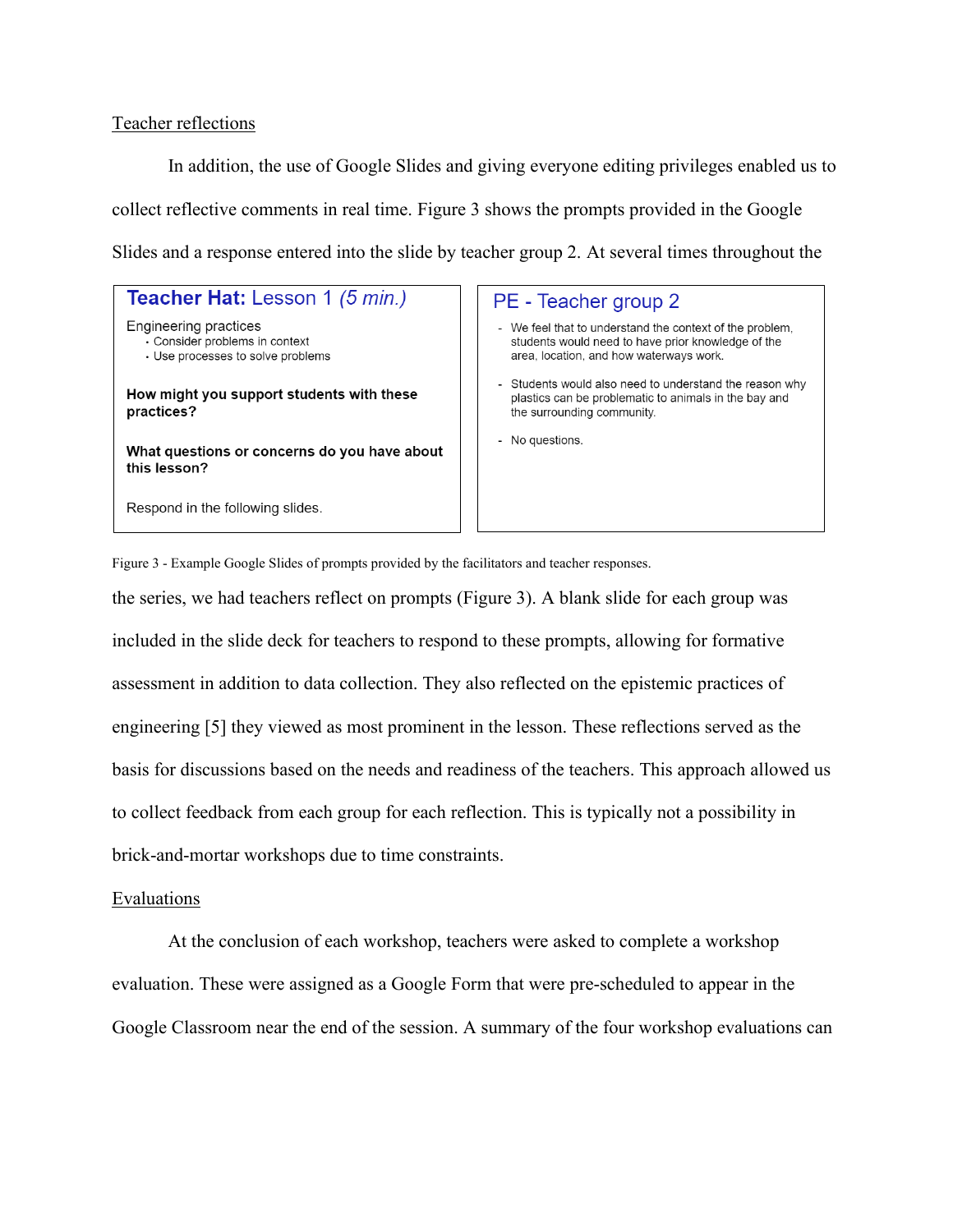Teacher reflections

In addition, the use of Google Slides and giving everyone editing privileges enabled us to collect reflective comments in real time. Figure 3 shows the prompts provided in the Google Slides and a response entered into the slide by teacher group 2. At several times throughout the the series, we had teachers reflect on prompts (Figure 3). A blank slide for each group was included in the slide deck for teachers to respond to these prompts, allowing for formative assessment in addition to data collection. They also reflected on the epistemic practices of engineering [5] they viewed as most prominent in the lesson. These reflections served as the basis for discussions based on the needs and readiness of the teachers. This approach allowed us to collect feedback from each group for each reflection. This is typically not a possibility in brick-and-mortar workshops due to time constraints.

**Teacher Hat:** Lesson 1 *(5 min.)*

Engineering practices
- Consider problems in context
- Use processes to solve problems

**How might you support students with these practices?**

**What questions or concerns do you have about this lesson?**

Respond in the following slides.

PE - Teacher group 2

- We feel that to understand the context of the problem, students would need to have prior knowledge of the area, location, and how waterways work.
- Students would also need to understand the reason why plastics can be problematic to animals in the bay and the surrounding community.
- No questions.

Figure 3 - Example Google Slides of prompts provided by the facilitators and teacher responses.

Evaluations

At the conclusion of each workshop, teachers were asked to complete a workshop evaluation. These were assigned as a Google Form that were pre-scheduled to appear in the Google Classroom near the end of the session. A summary of the four workshop evaluations can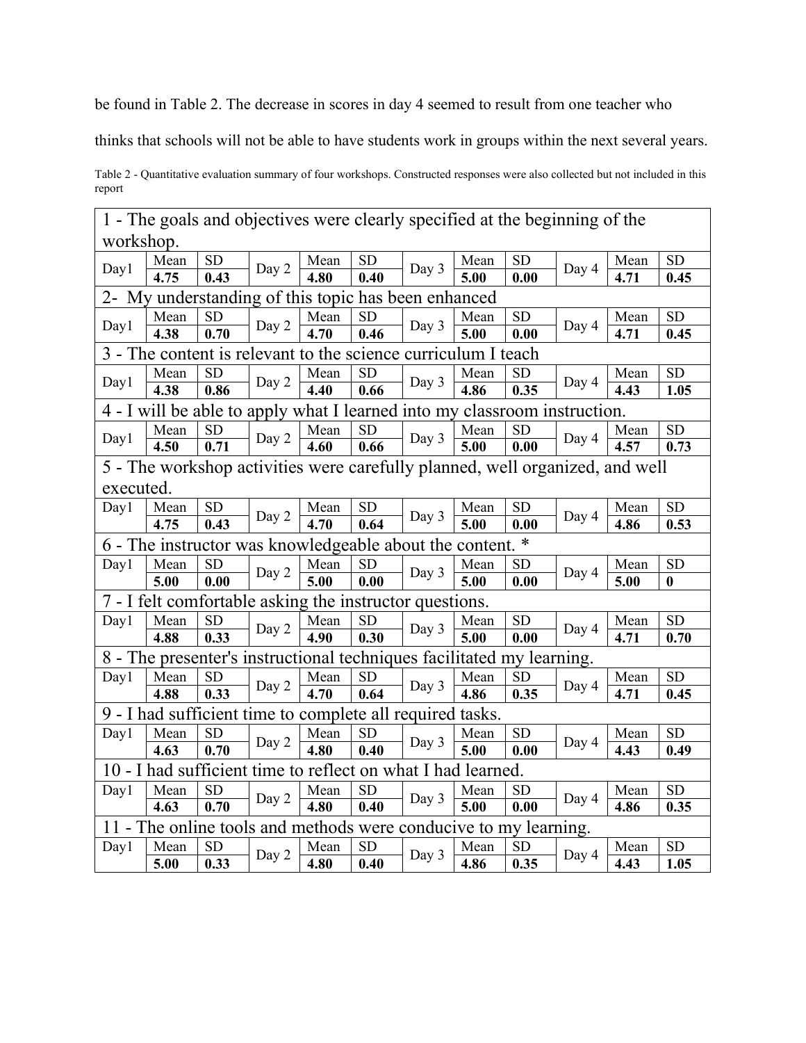be found in Table 2. The decrease in scores in day 4 seemed to result from one teacher who thinks that schools will not be able to have students work in groups within the next several years.

Table 2 - Quantitative evaluation summary of four workshops. Constructed responses were also collected but not included in this report

| | | | | | | | | | | | |
|---|---|---|---|---|---|---|---|---|---|---|---|
| **1 - The goals and objectives were clearly specified at the beginning of the workshop.** | | | | | | | | | | | |
| Day1 | Mean | SD | Day 2 | Mean | SD | Day 3 | Mean | SD | Day 4 | Mean | SD |
| | **4.75** | **0.43** | | **4.80** | **0.40** | | **5.00** | **0.00** | | **4.71** | **0.45** |
| **2- My understanding of this topic has been enhanced** | | | | | | | | | | | |
| Day1 | Mean | SD | Day 2 | Mean | SD | Day 3 | Mean | SD | Day 4 | Mean | SD |
| | **4.38** | **0.70** | | **4.70** | **0.46** | | **5.00** | **0.00** | | **4.71** | **0.45** |
| **3 - The content is relevant to the science curriculum I teach** | | | | | | | | | | | |
| Day1 | Mean | SD | Day 2 | Mean | SD | Day 3 | Mean | SD | Day 4 | Mean | SD |
| | **4.38** | **0.86** | | **4.40** | **0.66** | | **4.86** | **0.35** | | **4.43** | **1.05** |
| **4 - I will be able to apply what I learned into my classroom instruction.** | | | | | | | | | | | |
| Day1 | Mean | SD | Day 2 | Mean | SD | Day 3 | Mean | SD | Day 4 | Mean | SD |
| | **4.50** | **0.71** | | **4.60** | **0.66** | | **5.00** | **0.00** | | **4.57** | **0.73** |
| **5 - The workshop activities were carefully planned, well organized, and well executed.** | | | | | | | | | | | |
| Day1 | Mean | SD | Day 2 | Mean | SD | Day 3 | Mean | SD | Day 4 | Mean | SD |
| | **4.75** | **0.43** | | **4.70** | **0.64** | | **5.00** | **0.00** | | **4.86** | **0.53** |
| **6 - The instructor was knowledgeable about the content. *** | | | | | | | | | | | |
| Day1 | Mean | SD | Day 2 | Mean | SD | Day 3 | Mean | SD | Day 4 | Mean | SD |
| | **5.00** | **0.00** | | **5.00** | **0.00** | | **5.00** | **0.00** | | **5.00** | **0** |
| **7 - I felt comfortable asking the instructor questions.** | | | | | | | | | | | |
| Day1 | Mean | SD | Day 2 | Mean | SD | Day 3 | Mean | SD | Day 4 | Mean | SD |
| | **4.88** | **0.33** | | **4.90** | **0.30** | | **5.00** | **0.00** | | **4.71** | **0.70** |
| **8 - The presenter's instructional techniques facilitated my learning.** | | | | | | | | | | | |
| Day1 | Mean | SD | Day 2 | Mean | SD | Day 3 | Mean | SD | Day 4 | Mean | SD |
| | **4.88** | **0.33** | | **4.70** | **0.64** | | **4.86** | **0.35** | | **4.71** | **0.45** |
| **9 - I had sufficient time to complete all required tasks.** | | | | | | | | | | | |
| Day1 | Mean | SD | Day 2 | Mean | SD | Day 3 | Mean | SD | Day 4 | Mean | SD |
| | **4.63** | **0.70** | | **4.80** | **0.40** | | **5.00** | **0.00** | | **4.43** | **0.49** |
| **10 - I had sufficient time to reflect on what I had learned.** | | | | | | | | | | | |
| Day1 | Mean | SD | Day 2 | Mean | SD | Day 3 | Mean | SD | Day 4 | Mean | SD |
| | **4.63** | **0.70** | | **4.80** | **0.40** | | **5.00** | **0.00** | | **4.86** | **0.35** |
| **11 - The online tools and methods were conducive to my learning.** | | | | | | | | | | | |
| Day1 | Mean | SD | Day 2 | Mean | SD | Day 3 | Mean | SD | Day 4 | Mean | SD |
| | **5.00** | **0.33** | | **4.80** | **0.40** | | **4.86** | **0.35** | | **4.43** | **1.05** |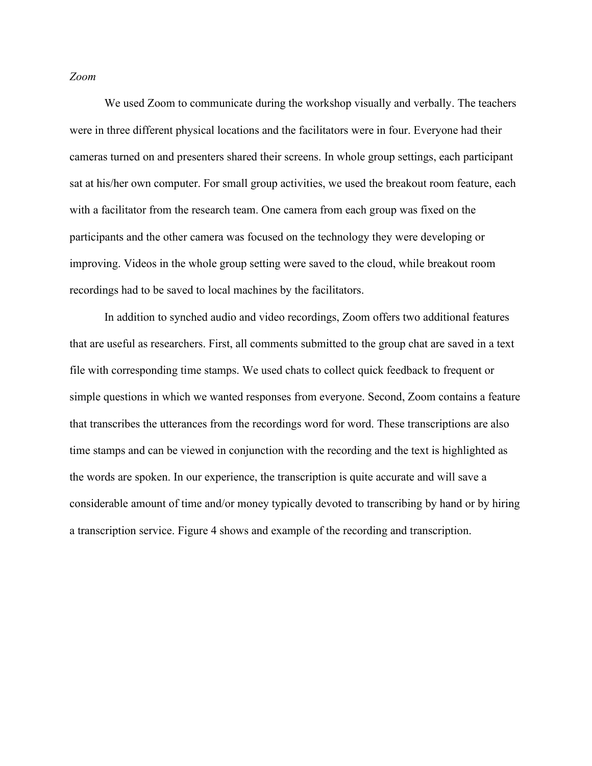*Zoom*

We used Zoom to communicate during the workshop visually and verbally. The teachers were in three different physical locations and the facilitators were in four. Everyone had their cameras turned on and presenters shared their screens. In whole group settings, each participant sat at his/her own computer. For small group activities, we used the breakout room feature, each with a facilitator from the research team. One camera from each group was fixed on the participants and the other camera was focused on the technology they were developing or improving. Videos in the whole group setting were saved to the cloud, while breakout room recordings had to be saved to local machines by the facilitators.

In addition to synched audio and video recordings, Zoom offers two additional features that are useful as researchers. First, all comments submitted to the group chat are saved in a text file with corresponding time stamps. We used chats to collect quick feedback to frequent or simple questions in which we wanted responses from everyone. Second, Zoom contains a feature that transcribes the utterances from the recordings word for word. These transcriptions are also time stamps and can be viewed in conjunction with the recording and the text is highlighted as the words are spoken. In our experience, the transcription is quite accurate and will save a considerable amount of time and/or money typically devoted to transcribing by hand or by hiring a transcription service. Figure 4 shows and example of the recording and transcription.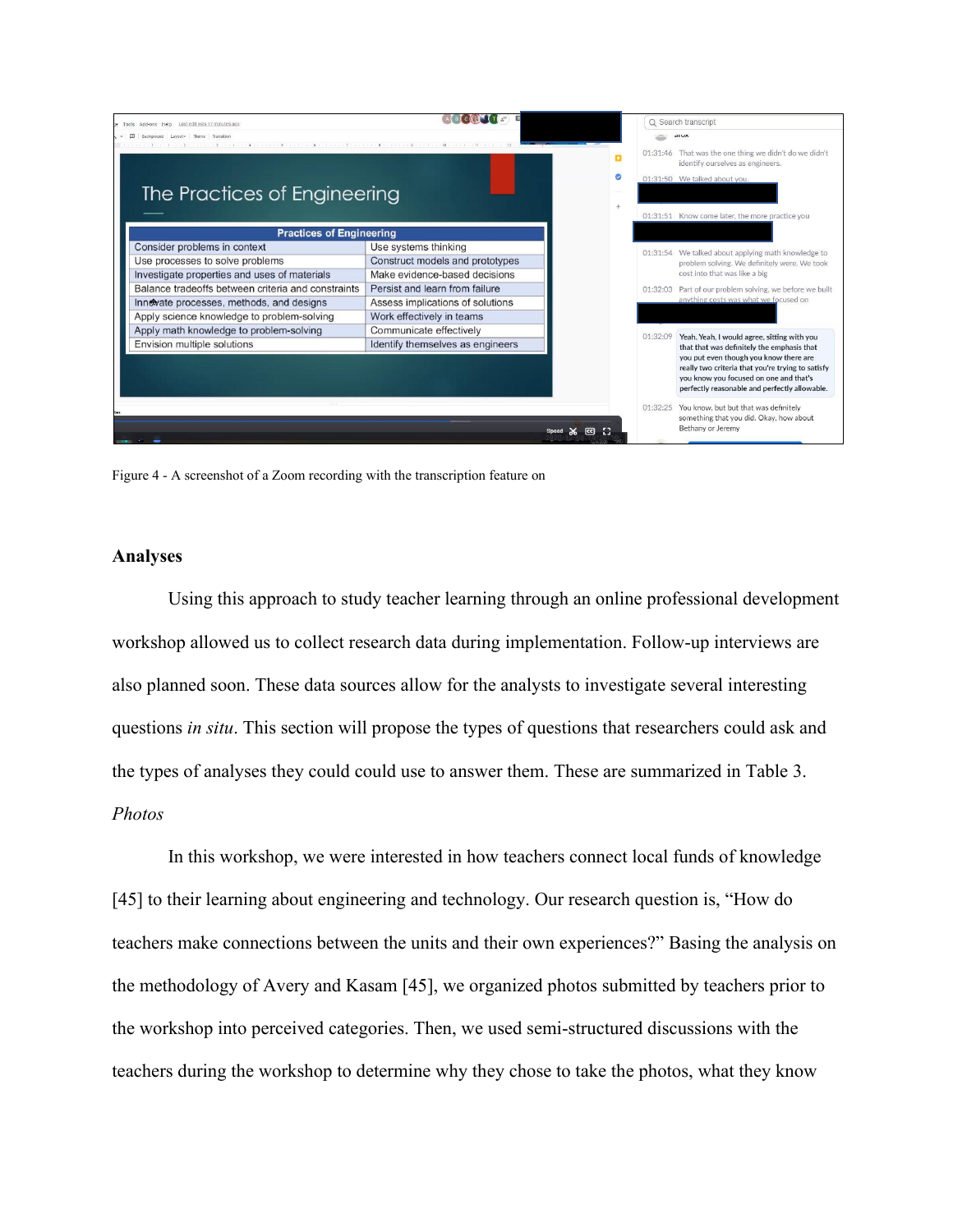Figure 4 - A screenshot of a Zoom recording with the transcription feature on

## Analyses

Using this approach to study teacher learning through an online professional development workshop allowed us to collect research data during implementation. Follow-up interviews are also planned soon. These data sources allow for the analysts to investigate several interesting questions *in situ*. This section will propose the types of questions that researchers could ask and the types of analyses they could could use to answer them. These are summarized in Table 3.

### *Photos*

In this workshop, we were interested in how teachers connect local funds of knowledge [45] to their learning about engineering and technology. Our research question is, "How do teachers make connections between the units and their own experiences?" Basing the analysis on the methodology of Avery and Kasam [45], we organized photos submitted by teachers prior to the workshop into perceived categories. Then, we used semi-structured discussions with the teachers during the workshop to determine why they chose to take the photos, what they know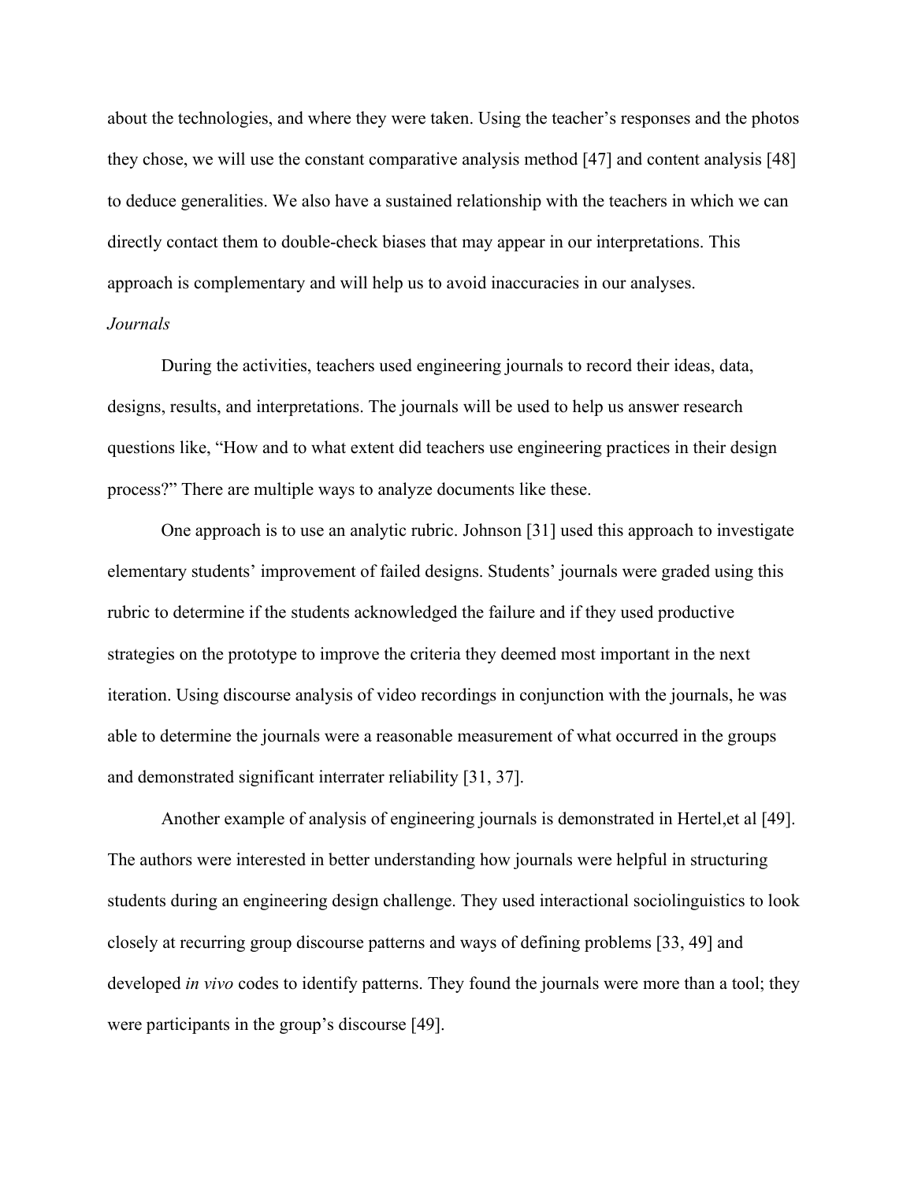about the technologies, and where they were taken. Using the teacher's responses and the photos they chose, we will use the constant comparative analysis method [47] and content analysis [48] to deduce generalities. We also have a sustained relationship with the teachers in which we can directly contact them to double-check biases that may appear in our interpretations. This approach is complementary and will help us to avoid inaccuracies in our analyses.

*Journals*

During the activities, teachers used engineering journals to record their ideas, data, designs, results, and interpretations. The journals will be used to help us answer research questions like, "How and to what extent did teachers use engineering practices in their design process?" There are multiple ways to analyze documents like these.

One approach is to use an analytic rubric. Johnson [31] used this approach to investigate elementary students' improvement of failed designs. Students' journals were graded using this rubric to determine if the students acknowledged the failure and if they used productive strategies on the prototype to improve the criteria they deemed most important in the next iteration. Using discourse analysis of video recordings in conjunction with the journals, he was able to determine the journals were a reasonable measurement of what occurred in the groups and demonstrated significant interrater reliability [31, 37].

Another example of analysis of engineering journals is demonstrated in Hertel,et al [49]. The authors were interested in better understanding how journals were helpful in structuring students during an engineering design challenge. They used interactional sociolinguistics to look closely at recurring group discourse patterns and ways of defining problems [33, 49] and developed *in vivo* codes to identify patterns. They found the journals were more than a tool; they were participants in the group's discourse [49].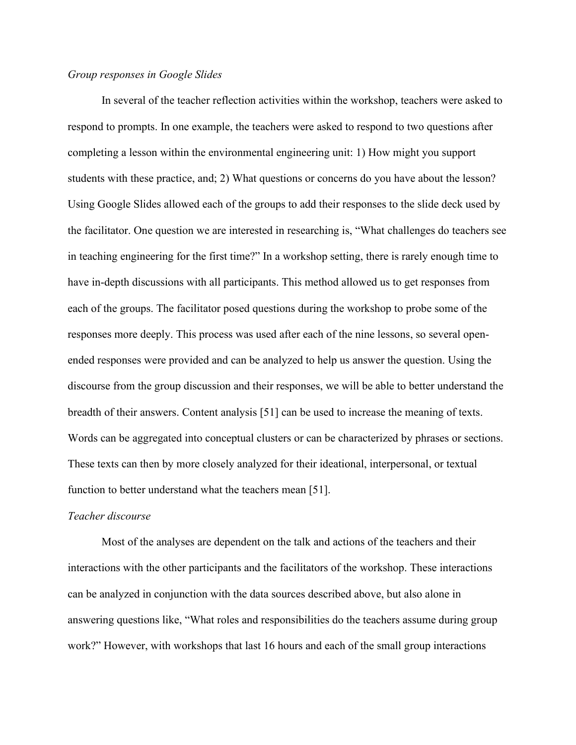*Group responses in Google Slides*

In several of the teacher reflection activities within the workshop, teachers were asked to respond to prompts. In one example, the teachers were asked to respond to two questions after completing a lesson within the environmental engineering unit: 1) How might you support students with these practice, and; 2) What questions or concerns do you have about the lesson? Using Google Slides allowed each of the groups to add their responses to the slide deck used by the facilitator. One question we are interested in researching is, "What challenges do teachers see in teaching engineering for the first time?" In a workshop setting, there is rarely enough time to have in-depth discussions with all participants. This method allowed us to get responses from each of the groups. The facilitator posed questions during the workshop to probe some of the responses more deeply. This process was used after each of the nine lessons, so several open-ended responses were provided and can be analyzed to help us answer the question. Using the discourse from the group discussion and their responses, we will be able to better understand the breadth of their answers. Content analysis [51] can be used to increase the meaning of texts. Words can be aggregated into conceptual clusters or can be characterized by phrases or sections. These texts can then by more closely analyzed for their ideational, interpersonal, or textual function to better understand what the teachers mean [51].

*Teacher discourse*

Most of the analyses are dependent on the talk and actions of the teachers and their interactions with the other participants and the facilitators of the workshop. These interactions can be analyzed in conjunction with the data sources described above, but also alone in answering questions like, "What roles and responsibilities do the teachers assume during group work?" However, with workshops that last 16 hours and each of the small group interactions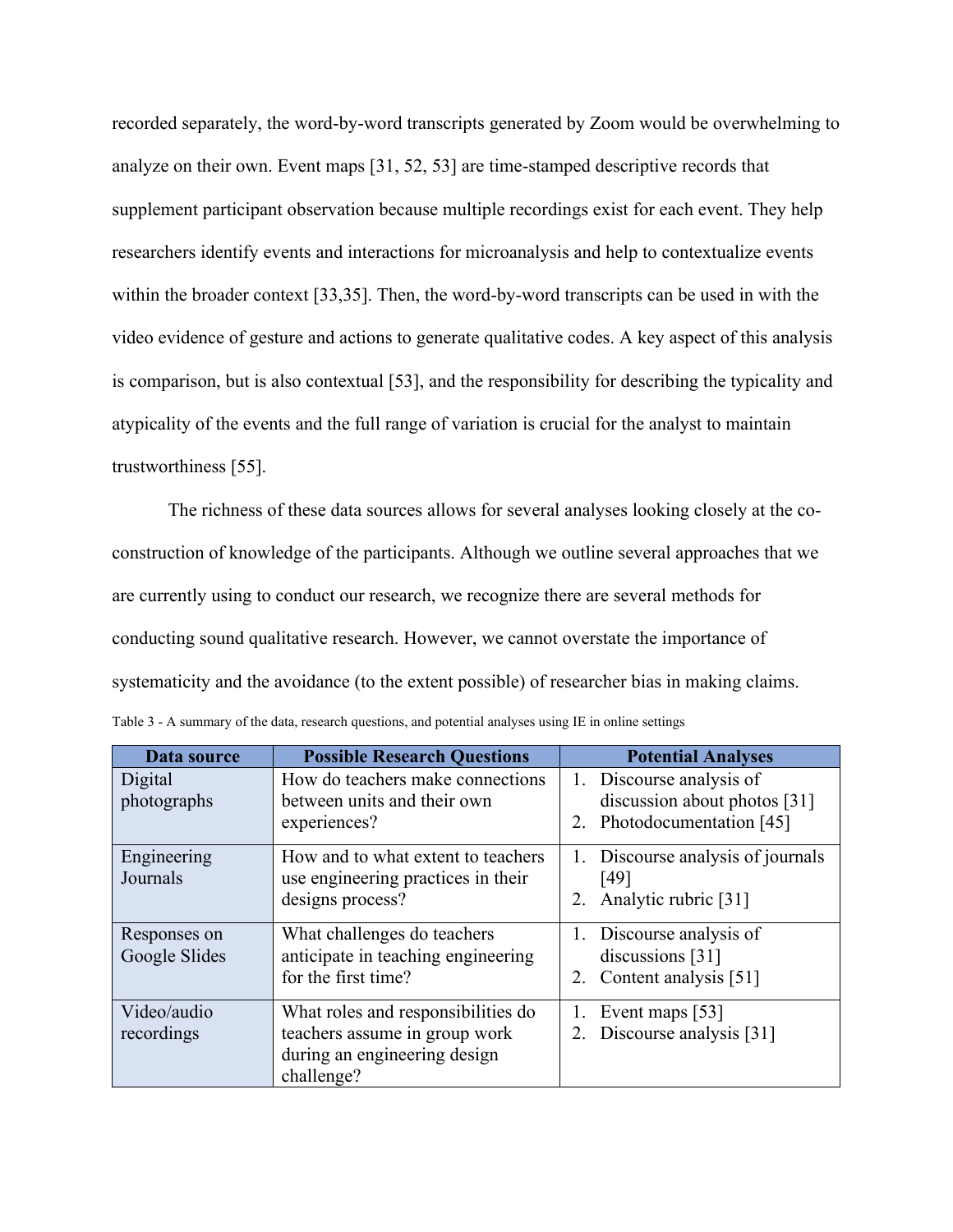recorded separately, the word-by-word transcripts generated by Zoom would be overwhelming to analyze on their own. Event maps [31, 52, 53] are time-stamped descriptive records that supplement participant observation because multiple recordings exist for each event. They help researchers identify events and interactions for microanalysis and help to contextualize events within the broader context [33,35]. Then, the word-by-word transcripts can be used in with the video evidence of gesture and actions to generate qualitative codes. A key aspect of this analysis is comparison, but is also contextual [53], and the responsibility for describing the typicality and atypicality of the events and the full range of variation is crucial for the analyst to maintain trustworthiness [55].

The richness of these data sources allows for several analyses looking closely at the co-construction of knowledge of the participants. Although we outline several approaches that we are currently using to conduct our research, we recognize there are several methods for conducting sound qualitative research. However, we cannot overstate the importance of systematicity and the avoidance (to the extent possible) of researcher bias in making claims.

Table 3 - A summary of the data, research questions, and potential analyses using IE in online settings

| Data source | Possible Research Questions | Potential Analyses |
|---|---|---|
| Digital photographs | How do teachers make connections between units and their own experiences? | 1. Discourse analysis of discussion about photos [31] 2. Photodocumentation [45] |
| Engineering Journals | How and to what extent to teachers use engineering practices in their designs process? | 1. Discourse analysis of journals [49] 2. Analytic rubric [31] |
| Responses on Google Slides | What challenges do teachers anticipate in teaching engineering for the first time? | 1. Discourse analysis of discussions [31] 2. Content analysis [51] |
| Video/audio recordings | What roles and responsibilities do teachers assume in group work during an engineering design challenge? | 1. Event maps [53] 2. Discourse analysis [31] |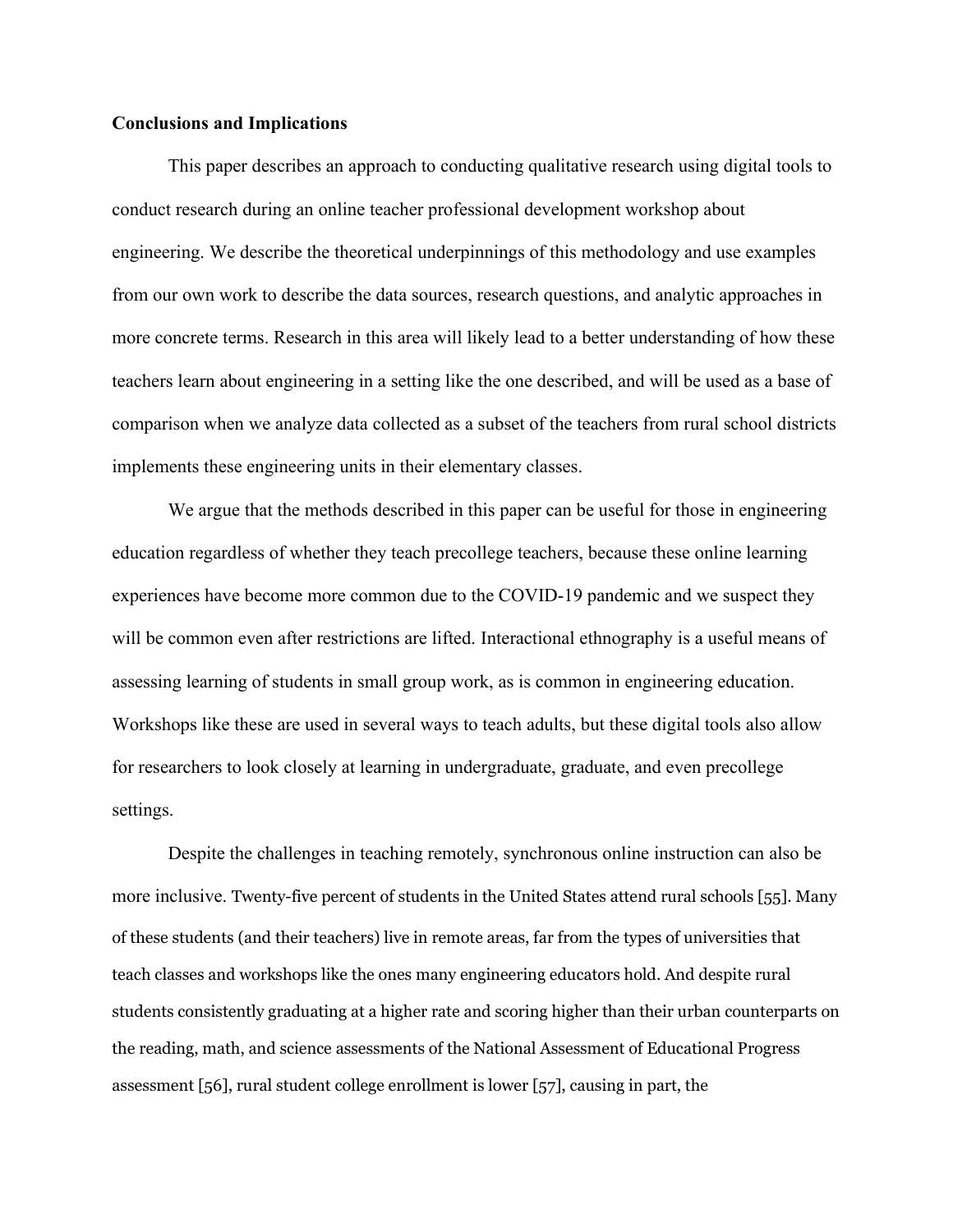**Conclusions and Implications**

This paper describes an approach to conducting qualitative research using digital tools to conduct research during an online teacher professional development workshop about engineering. We describe the theoretical underpinnings of this methodology and use examples from our own work to describe the data sources, research questions, and analytic approaches in more concrete terms. Research in this area will likely lead to a better understanding of how these teachers learn about engineering in a setting like the one described, and will be used as a base of comparison when we analyze data collected as a subset of the teachers from rural school districts implements these engineering units in their elementary classes.

We argue that the methods described in this paper can be useful for those in engineering education regardless of whether they teach precollege teachers, because these online learning experiences have become more common due to the COVID-19 pandemic and we suspect they will be common even after restrictions are lifted. Interactional ethnography is a useful means of assessing learning of students in small group work, as is common in engineering education. Workshops like these are used in several ways to teach adults, but these digital tools also allow for researchers to look closely at learning in undergraduate, graduate, and even precollege settings.

Despite the challenges in teaching remotely, synchronous online instruction can also be more inclusive. Twenty-five percent of students in the United States attend rural schools [55]. Many of these students (and their teachers) live in remote areas, far from the types of universities that teach classes and workshops like the ones many engineering educators hold. And despite rural students consistently graduating at a higher rate and scoring higher than their urban counterparts on the reading, math, and science assessments of the National Assessment of Educational Progress assessment [56], rural student college enrollment is lower [57], causing in part, the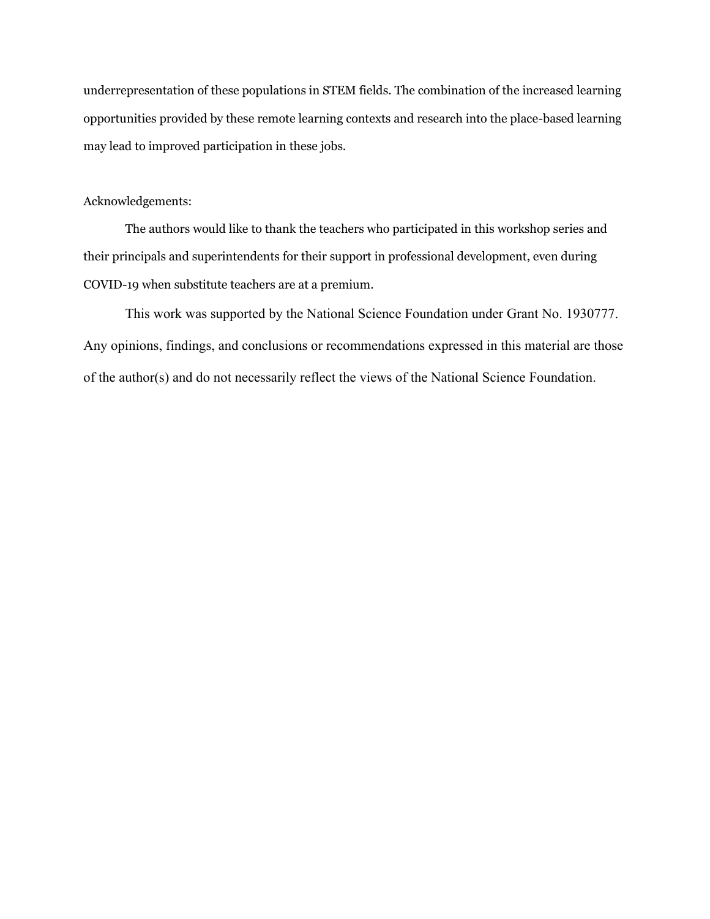underrepresentation of these populations in STEM fields. The combination of the increased learning opportunities provided by these remote learning contexts and research into the place-based learning may lead to improved participation in these jobs.

Acknowledgements:

The authors would like to thank the teachers who participated in this workshop series and their principals and superintendents for their support in professional development, even during COVID-19 when substitute teachers are at a premium.

This work was supported by the National Science Foundation under Grant No. 1930777. Any opinions, findings, and conclusions or recommendations expressed in this material are those of the author(s) and do not necessarily reflect the views of the National Science Foundation.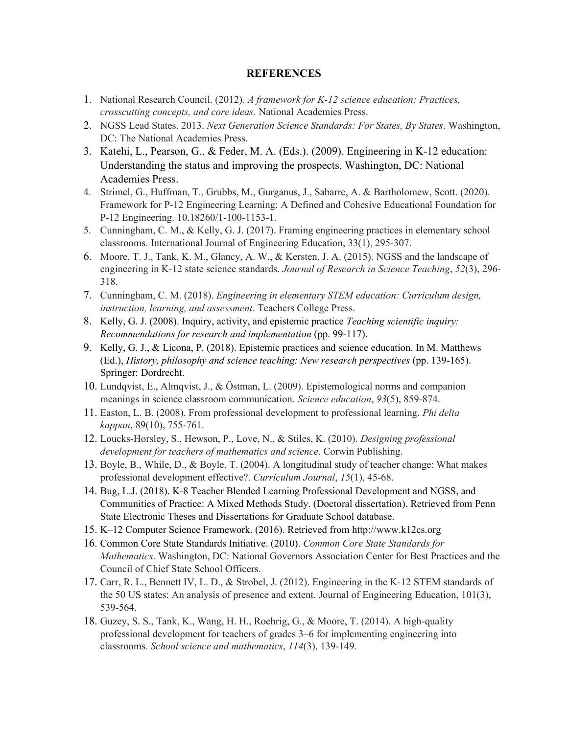# REFERENCES

1. National Research Council. (2012). *A framework for K-12 science education: Practices, crosscutting concepts, and core ideas.* National Academies Press.
2. NGSS Lead States. 2013. *Next Generation Science Standards: For States, By States*. Washington, DC: The National Academies Press.
3. Katehi, L., Pearson, G., & Feder, M. A. (Eds.). (2009). Engineering in K-12 education: Understanding the status and improving the prospects. Washington, DC: National Academies Press.
4. Strimel, G., Huffman, T., Grubbs, M., Gurganus, J., Sabarre, A. & Bartholomew, Scott. (2020). Framework for P-12 Engineering Learning: A Defined and Cohesive Educational Foundation for P-12 Engineering. 10.18260/1-100-1153-1.
5. Cunningham, C. M., & Kelly, G. J. (2017). Framing engineering practices in elementary school classrooms. International Journal of Engineering Education, 33(1), 295-307.
6. Moore, T. J., Tank, K. M., Glancy, A. W., & Kersten, J. A. (2015). NGSS and the landscape of engineering in K-12 state science standards. *Journal of Research in Science Teaching*, *52*(3), 296-318.
7. Cunningham, C. M. (2018). *Engineering in elementary STEM education: Curriculum design, instruction, learning, and assessment*. Teachers College Press.
8. Kelly, G. J. (2008). Inquiry, activity, and epistemic practice *Teaching scientific inquiry: Recommendations for research and implementation* (pp. 99-117).
9. Kelly, G. J., & Licona, P. (2018). Epistemic practices and science education. In M. Matthews (Ed.), *History, philosophy and science teaching: New research perspectives* (pp. 139-165). Springer: Dordrecht.
10. Lundqvist, E., Almqvist, J., & Östman, L. (2009). Epistemological norms and companion meanings in science classroom communication. *Science education*, *93*(5), 859-874.
11. Easton, L. B. (2008). From professional development to professional learning. *Phi delta kappan*, 89(10), 755-761.
12. Loucks-Horsley, S., Hewson, P., Love, N., & Stiles, K. (2010). *Designing professional development for teachers of mathematics and science*. Corwin Publishing.
13. Boyle, B., While, D., & Boyle, T. (2004). A longitudinal study of teacher change: What makes professional development effective?. *Curriculum Journal*, *15*(1), 45-68.
14. Bug, L.J. (2018). K-8 Teacher Blended Learning Professional Development and NGSS, and Communities of Practice: A Mixed Methods Study. (Doctoral dissertation). Retrieved from Penn State Electronic Theses and Dissertations for Graduate School database.
15. K–12 Computer Science Framework. (2016). Retrieved from http://www.k12cs.org
16. Common Core State Standards Initiative. (2010). *Common Core State Standards for Mathematics*. Washington, DC: National Governors Association Center for Best Practices and the Council of Chief State School Officers.
17. Carr, R. L., Bennett IV, L. D., & Strobel, J. (2012). Engineering in the K-12 STEM standards of the 50 US states: An analysis of presence and extent. Journal of Engineering Education, 101(3), 539-564.
18. Guzey, S. S., Tank, K., Wang, H. H., Roehrig, G., & Moore, T. (2014). A high-quality professional development for teachers of grades 3–6 for implementing engineering into classrooms. *School science and mathematics*, *114*(3), 139-149.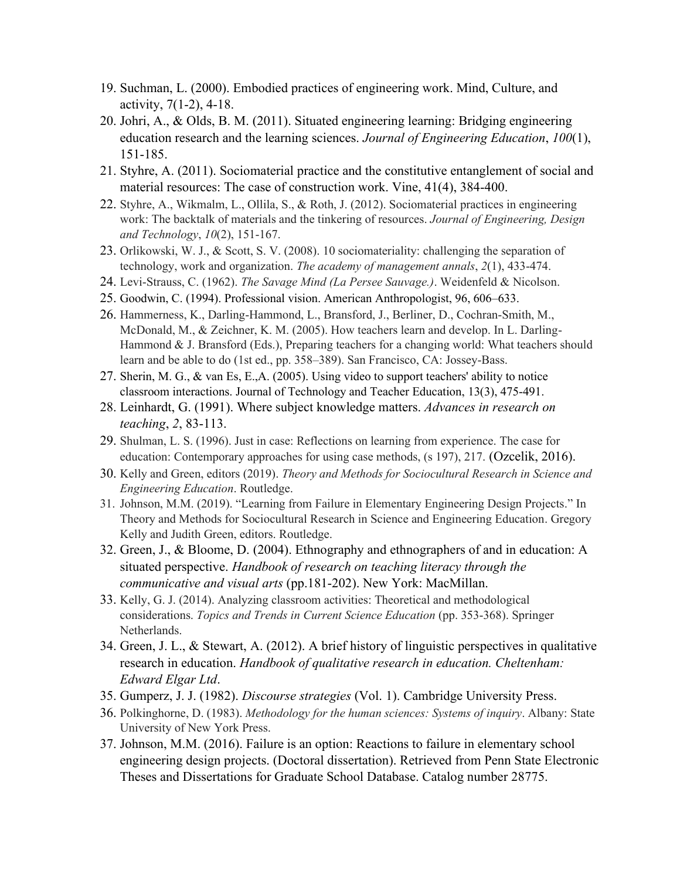19. Suchman, L. (2000). Embodied practices of engineering work. Mind, Culture, and activity, 7(1-2), 4-18.
20. Johri, A., & Olds, B. M. (2011). Situated engineering learning: Bridging engineering education research and the learning sciences. *Journal of Engineering Education*, *100*(1), 151-185.
21. Styhre, A. (2011). Sociomaterial practice and the constitutive entanglement of social and material resources: The case of construction work. Vine, 41(4), 384-400.
22. Styhre, A., Wikmalm, L., Ollila, S., & Roth, J. (2012). Sociomaterial practices in engineering work: The backtalk of materials and the tinkering of resources. *Journal of Engineering, Design and Technology*, *10*(2), 151-167.
23. Orlikowski, W. J., & Scott, S. V. (2008). 10 sociomateriality: challenging the separation of technology, work and organization. *The academy of management annals*, *2*(1), 433-474.
24. Levi-Strauss, C. (1962). *The Savage Mind (La Persee Sauvage.)*. Weidenfeld & Nicolson.
25. Goodwin, C. (1994). Professional vision. American Anthropologist, 96, 606–633.
26. Hammerness, K., Darling-Hammond, L., Bransford, J., Berliner, D., Cochran-Smith, M., McDonald, M., & Zeichner, K. M. (2005). How teachers learn and develop. In L. Darling-Hammond & J. Bransford (Eds.), Preparing teachers for a changing world: What teachers should learn and be able to do (1st ed., pp. 358–389). San Francisco, CA: Jossey-Bass.
27. Sherin, M. G., & van Es, E.,A. (2005). Using video to support teachers' ability to notice classroom interactions. Journal of Technology and Teacher Education, 13(3), 475-491.
28. Leinhardt, G. (1991). Where subject knowledge matters. *Advances in research on teaching*, *2*, 83-113.
29. Shulman, L. S. (1996). Just in case: Reflections on learning from experience. The case for education: Contemporary approaches for using case methods, (s 197), 217. (Ozcelik, 2016).
30. Kelly and Green, editors (2019). *Theory and Methods for Sociocultural Research in Science and Engineering Education*. Routledge.
31. Johnson, M.M. (2019). "Learning from Failure in Elementary Engineering Design Projects." In Theory and Methods for Sociocultural Research in Science and Engineering Education. Gregory Kelly and Judith Green, editors. Routledge.
32. Green, J., & Bloome, D. (2004). Ethnography and ethnographers of and in education: A situated perspective. *Handbook of research on teaching literacy through the communicative and visual arts* (pp.181-202). New York: MacMillan.
33. Kelly, G. J. (2014). Analyzing classroom activities: Theoretical and methodological considerations. *Topics and Trends in Current Science Education* (pp. 353-368). Springer Netherlands.
34. Green, J. L., & Stewart, A. (2012). A brief history of linguistic perspectives in qualitative research in education. *Handbook of qualitative research in education. Cheltenham: Edward Elgar Ltd*.
35. Gumperz, J. J. (1982). *Discourse strategies* (Vol. 1). Cambridge University Press.
36. Polkinghorne, D. (1983). *Methodology for the human sciences: Systems of inquiry*. Albany: State University of New York Press.
37. Johnson, M.M. (2016). Failure is an option: Reactions to failure in elementary school engineering design projects. (Doctoral dissertation). Retrieved from Penn State Electronic Theses and Dissertations for Graduate School Database. Catalog number 28775.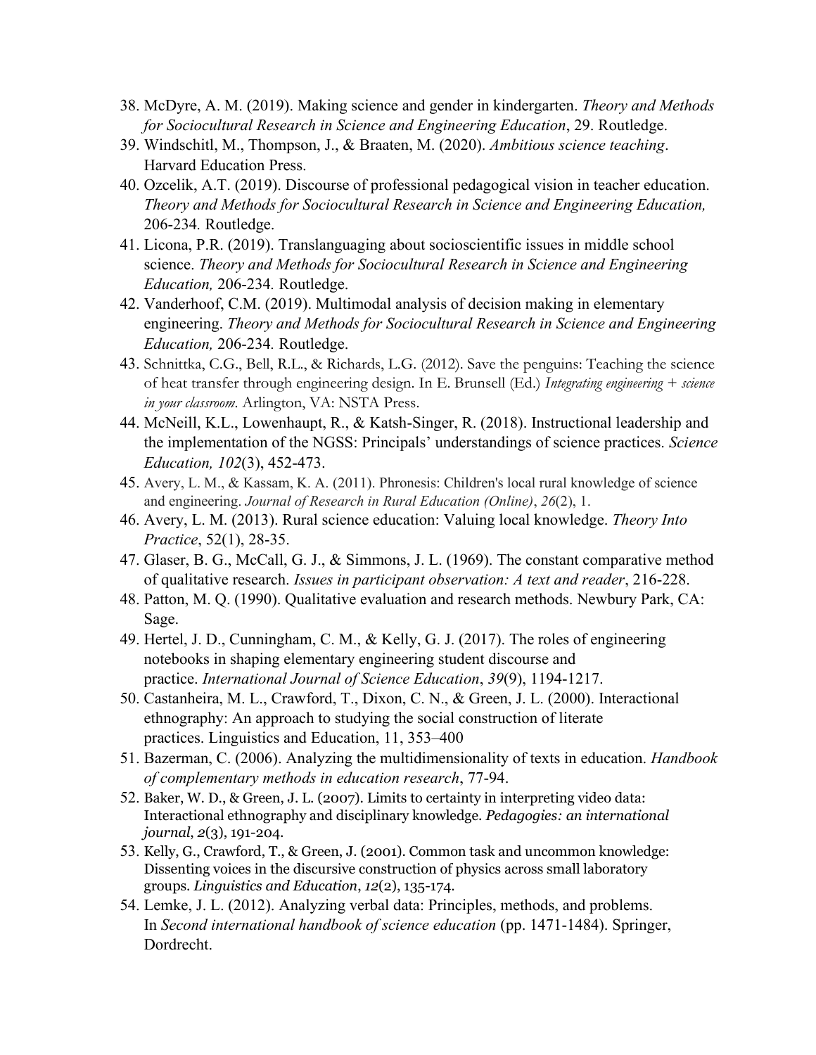38. McDyre, A. M. (2019). Making science and gender in kindergarten. *Theory and Methods for Sociocultural Research in Science and Engineering Education*, 29. Routledge.
39. Windschitl, M., Thompson, J., & Braaten, M. (2020). *Ambitious science teaching*. Harvard Education Press.
40. Ozcelik, A.T. (2019). Discourse of professional pedagogical vision in teacher education. *Theory and Methods for Sociocultural Research in Science and Engineering Education,* 206-234*.* Routledge.
41. Licona, P.R. (2019). Translanguaging about socioscientific issues in middle school science. *Theory and Methods for Sociocultural Research in Science and Engineering Education,* 206-234*.* Routledge.
42. Vanderhoof, C.M. (2019). Multimodal analysis of decision making in elementary engineering. *Theory and Methods for Sociocultural Research in Science and Engineering Education,* 206-234*.* Routledge.
43. Schnittka, C.G., Bell, R.L., & Richards, L.G. (2012). Save the penguins: Teaching the science of heat transfer through engineering design. In E. Brunsell (Ed.) *Integrating engineering + science in your classroom*. Arlington, VA: NSTA Press.
44. McNeill, K.L., Lowenhaupt, R., & Katsh-Singer, R. (2018). Instructional leadership and the implementation of the NGSS: Principals' understandings of science practices. *Science Education, 102*(3), 452-473.
45. Avery, L. M., & Kassam, K. A. (2011). Phronesis: Children's local rural knowledge of science and engineering. *Journal of Research in Rural Education (Online)*, *26*(2), 1.
46. Avery, L. M. (2013). Rural science education: Valuing local knowledge. *Theory Into Practice*, 52(1), 28-35.
47. Glaser, B. G., McCall, G. J., & Simmons, J. L. (1969). The constant comparative method of qualitative research. *Issues in participant observation: A text and reader*, 216-228.
48. Patton, M. Q. (1990). Qualitative evaluation and research methods. Newbury Park, CA: Sage.
49. Hertel, J. D., Cunningham, C. M., & Kelly, G. J. (2017). The roles of engineering notebooks in shaping elementary engineering student discourse and practice. *International Journal of Science Education*, *39*(9), 1194-1217.
50. Castanheira, M. L., Crawford, T., Dixon, C. N., & Green, J. L. (2000). Interactional ethnography: An approach to studying the social construction of literate practices. Linguistics and Education, 11, 353–400
51. Bazerman, C. (2006). Analyzing the multidimensionality of texts in education. *Handbook of complementary methods in education research*, 77-94.
52. Baker, W. D., & Green, J. L. (2007). Limits to certainty in interpreting video data: Interactional ethnography and disciplinary knowledge. *Pedagogies: an international journal*, *2*(3), 191-204.
53. Kelly, G., Crawford, T., & Green, J. (2001). Common task and uncommon knowledge: Dissenting voices in the discursive construction of physics across small laboratory groups. *Linguistics and Education*, *12*(2), 135-174.
54. Lemke, J. L. (2012). Analyzing verbal data: Principles, methods, and problems. In *Second international handbook of science education* (pp. 1471-1484). Springer, Dordrecht.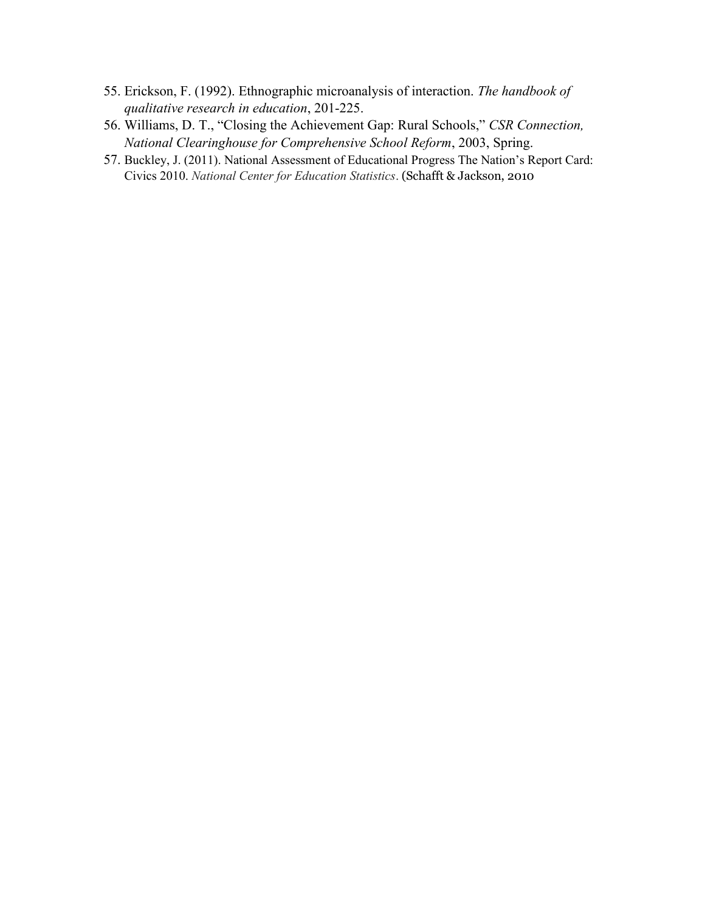55. Erickson, F. (1992). Ethnographic microanalysis of interaction. *The handbook of qualitative research in education*, 201-225.
56. Williams, D. T., "Closing the Achievement Gap: Rural Schools," *CSR Connection, National Clearinghouse for Comprehensive School Reform*, 2003, Spring.
57. Buckley, J. (2011). National Assessment of Educational Progress The Nation's Report Card: Civics 2010. *National Center for Education Statistics*. (Schafft & Jackson, 2010